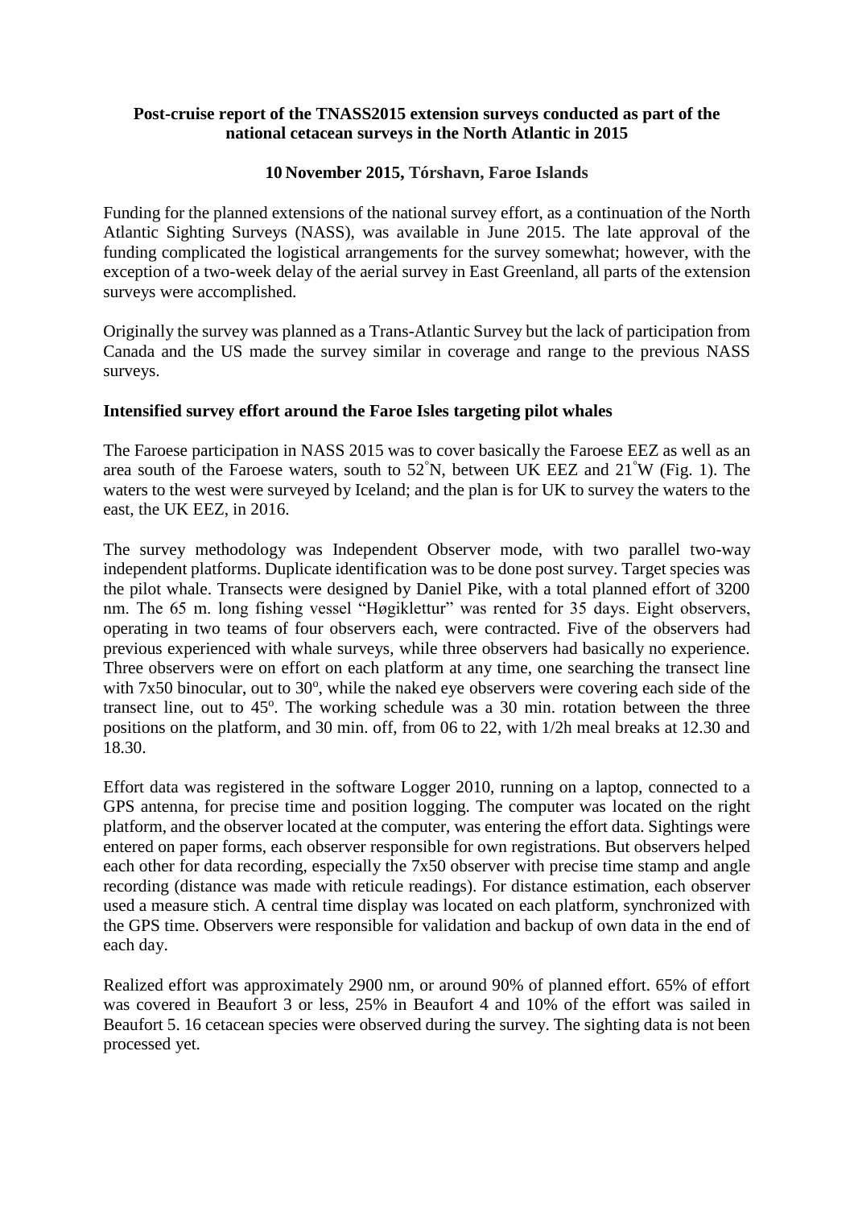**Post-cruise report of the TNASS2015 extension surveys conducted as part of the national cetacean surveys in the North Atlantic in 2015**

**10 November 2015, Tórshavn, Faroe Islands**

Funding for the planned extensions of the national survey effort, as a continuation of the North Atlantic Sighting Surveys (NASS), was available in June 2015. The late approval of the funding complicated the logistical arrangements for the survey somewhat; however, with the exception of a two-week delay of the aerial survey in East Greenland, all parts of the extension surveys were accomplished.

Originally the survey was planned as a Trans-Atlantic Survey but the lack of participation from Canada and the US made the survey similar in coverage and range to the previous NASS surveys.

**Intensified survey effort around the Faroe Isles targeting pilot whales**

The Faroese participation in NASS 2015 was to cover basically the Faroese EEZ as well as an area south of the Faroese waters, south to 52°N, between UK EEZ and 21°W (Fig. 1). The waters to the west were surveyed by Iceland; and the plan is for UK to survey the waters to the east, the UK EEZ, in 2016.

The survey methodology was Independent Observer mode, with two parallel two-way independent platforms. Duplicate identification was to be done post survey. Target species was the pilot whale. Transects were designed by Daniel Pike, with a total planned effort of 3200 nm. The 65 m. long fishing vessel "Høgiklettur" was rented for 35 days. Eight observers, operating in two teams of four observers each, were contracted. Five of the observers had previous experienced with whale surveys, while three observers had basically no experience. Three observers were on effort on each platform at any time, one searching the transect line with 7x50 binocular, out to 30º, while the naked eye observers were covering each side of the transect line, out to 45º. The working schedule was a 30 min. rotation between the three positions on the platform, and 30 min. off, from 06 to 22, with 1/2h meal breaks at 12.30 and 18.30.

Effort data was registered in the software Logger 2010, running on a laptop, connected to a GPS antenna, for precise time and position logging. The computer was located on the right platform, and the observer located at the computer, was entering the effort data. Sightings were entered on paper forms, each observer responsible for own registrations. But observers helped each other for data recording, especially the 7x50 observer with precise time stamp and angle recording (distance was made with reticule readings). For distance estimation, each observer used a measure stich. A central time display was located on each platform, synchronized with the GPS time. Observers were responsible for validation and backup of own data in the end of each day.

Realized effort was approximately 2900 nm, or around 90% of planned effort. 65% of effort was covered in Beaufort 3 or less, 25% in Beaufort 4 and 10% of the effort was sailed in Beaufort 5. 16 cetacean species were observed during the survey. The sighting data is not been processed yet.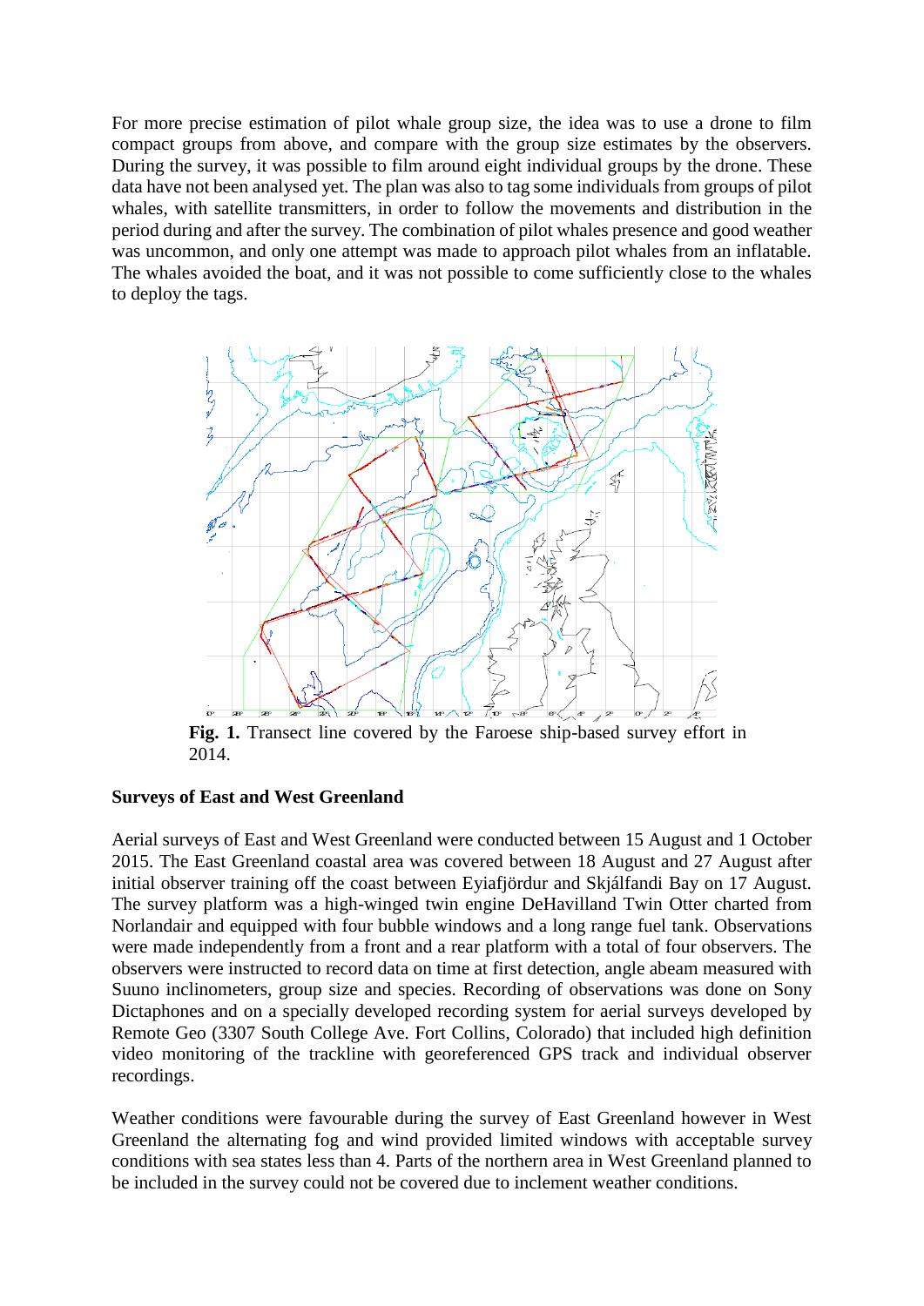For more precise estimation of pilot whale group size, the idea was to use a drone to film compact groups from above, and compare with the group size estimates by the observers. During the survey, it was possible to film around eight individual groups by the drone. These data have not been analysed yet. The plan was also to tag some individuals from groups of pilot whales, with satellite transmitters, in order to follow the movements and distribution in the period during and after the survey. The combination of pilot whales presence and good weather was uncommon, and only one attempt was made to approach pilot whales from an inflatable. The whales avoided the boat, and it was not possible to come sufficiently close to the whales to deploy the tags.

**Fig. 1.** Transect line covered by the Faroese ship-based survey effort in 2014.

## Surveys of East and West Greenland

Aerial surveys of East and West Greenland were conducted between 15 August and 1 October 2015. The East Greenland coastal area was covered between 18 August and 27 August after initial observer training off the coast between Eyiafjördur and Skjálfandi Bay on 17 August. The survey platform was a high-winged twin engine DeHavilland Twin Otter charted from Norlandair and equipped with four bubble windows and a long range fuel tank. Observations were made independently from a front and a rear platform with a total of four observers. The observers were instructed to record data on time at first detection, angle abeam measured with Suuno inclinometers, group size and species. Recording of observations was done on Sony Dictaphones and on a specially developed recording system for aerial surveys developed by Remote Geo (3307 South College Ave. Fort Collins, Colorado) that included high definition video monitoring of the trackline with georeferenced GPS track and individual observer recordings.

Weather conditions were favourable during the survey of East Greenland however in West Greenland the alternating fog and wind provided limited windows with acceptable survey conditions with sea states less than 4. Parts of the northern area in West Greenland planned to be included in the survey could not be covered due to inclement weather conditions.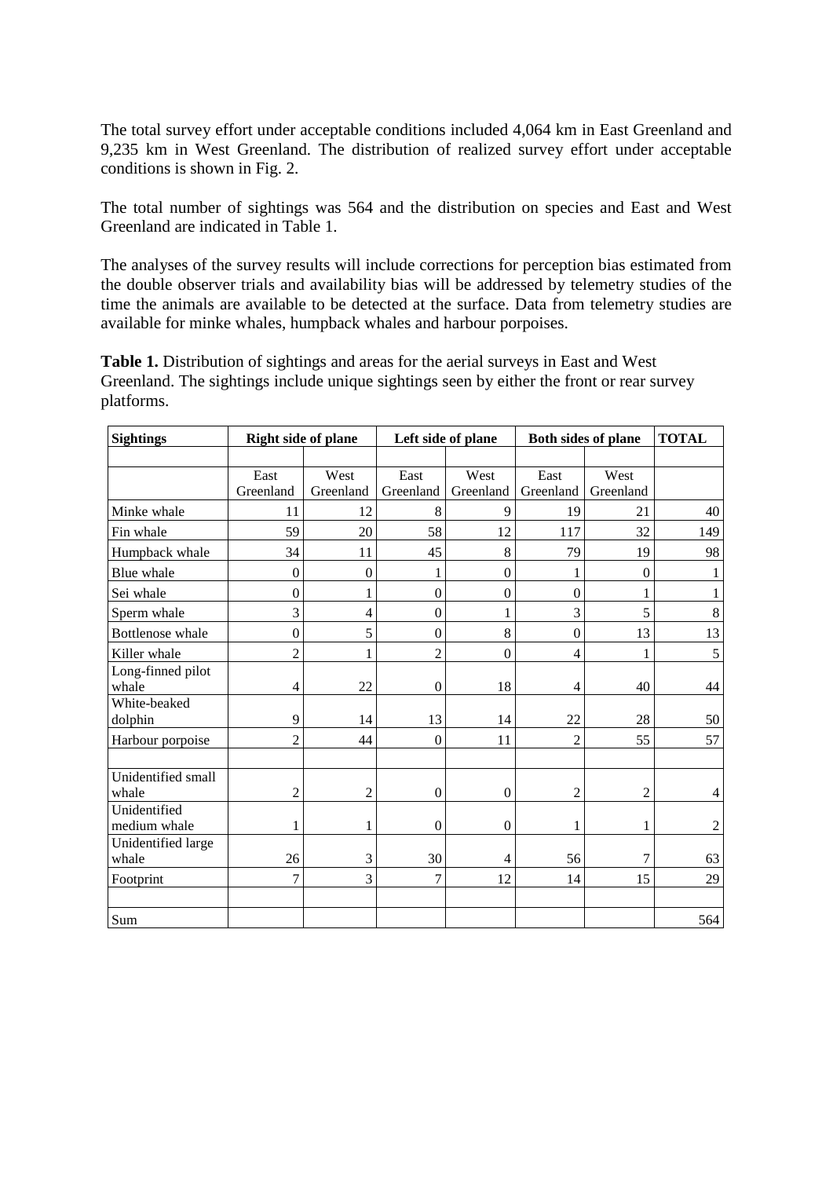The total survey effort under acceptable conditions included 4,064 km in East Greenland and 9,235 km in West Greenland. The distribution of realized survey effort under acceptable conditions is shown in Fig. 2.

The total number of sightings was 564 and the distribution on species and East and West Greenland are indicated in Table 1.

The analyses of the survey results will include corrections for perception bias estimated from the double observer trials and availability bias will be addressed by telemetry studies of the time the animals are available to be detected at the surface. Data from telemetry studies are available for minke whales, humpback whales and harbour porpoises.

**Table 1.** Distribution of sightings and areas for the aerial surveys in East and West Greenland. The sightings include unique sightings seen by either the front or rear survey platforms.

| **Sightings** | **Right side of plane** | | **Left side of plane** | | **Both sides of plane** | | **TOTAL** |
|---|---|---|---|---|---|---|---|
| | | | | | | | |
| | East Greenland | West Greenland | East Greenland | West Greenland | East Greenland | West Greenland | |
| Minke whale | 11 | 12 | 8 | 9 | 19 | 21 | 40 |
| Fin whale | 59 | 20 | 58 | 12 | 117 | 32 | 149 |
| Humpback whale | 34 | 11 | 45 | 8 | 79 | 19 | 98 |
| Blue whale | 0 | 0 | 1 | 0 | 1 | 0 | 1 |
| Sei whale | 0 | 1 | 0 | 0 | 0 | 1 | 1 |
| Sperm whale | 3 | 4 | 0 | 1 | 3 | 5 | 8 |
| Bottlenose whale | 0 | 5 | 0 | 8 | 0 | 13 | 13 |
| Killer whale | 2 | 1 | 2 | 0 | 4 | 1 | 5 |
| Long-finned pilot whale | 4 | 22 | 0 | 18 | 4 | 40 | 44 |
| White-beaked dolphin | 9 | 14 | 13 | 14 | 22 | 28 | 50 |
| Harbour porpoise | 2 | 44 | 0 | 11 | 2 | 55 | 57 |
| | | | | | | | |
| Unidentified small whale | 2 | 2 | 0 | 0 | 2 | 2 | 4 |
| Unidentified medium whale | 1 | 1 | 0 | 0 | 1 | 1 | 2 |
| Unidentified large whale | 26 | 3 | 30 | 4 | 56 | 7 | 63 |
| Footprint | 7 | 3 | 7 | 12 | 14 | 15 | 29 |
| | | | | | | | |
| Sum | | | | | | | 564 |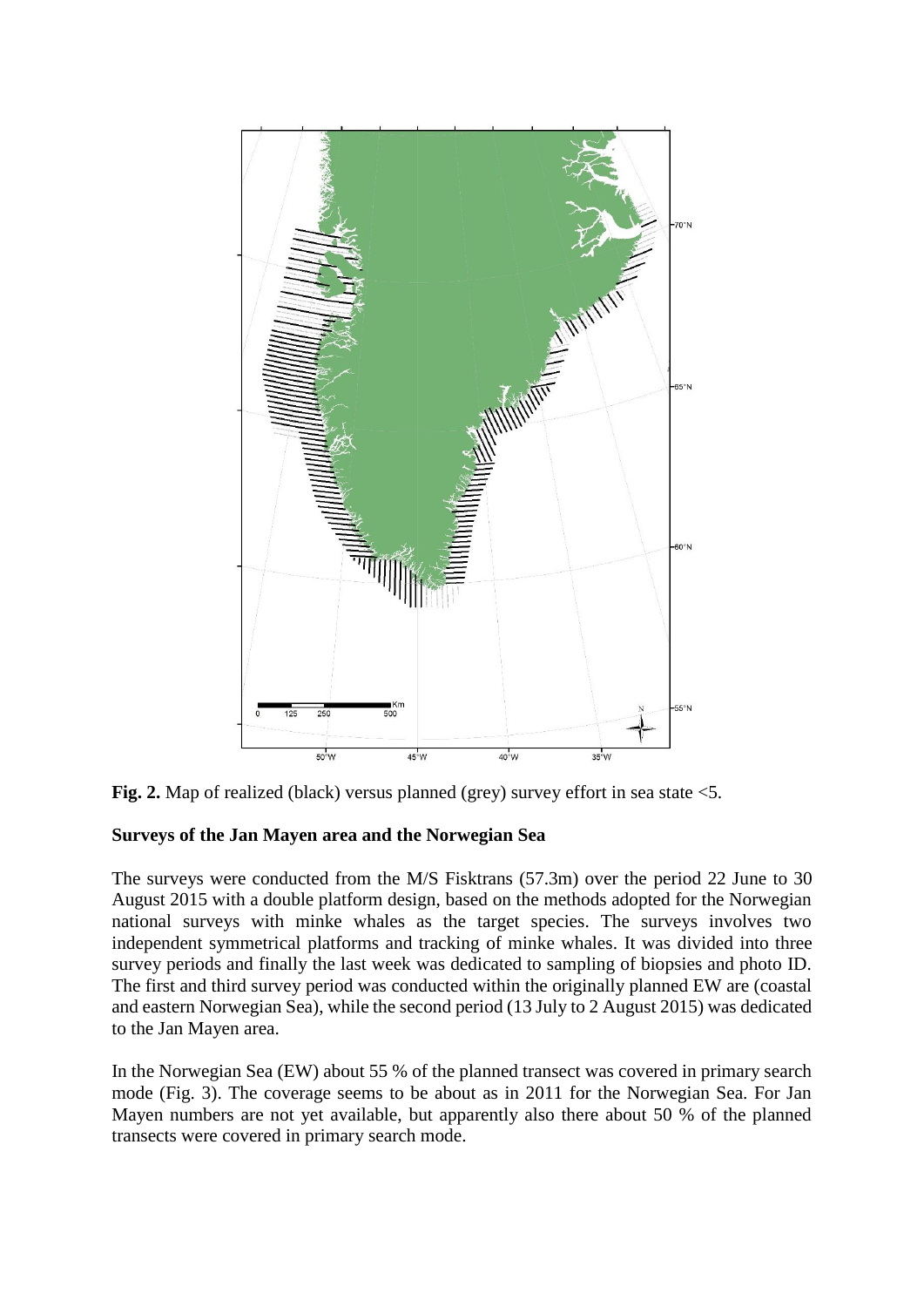**Fig. 2.** Map of realized (black) versus planned (grey) survey effort in sea state <5.

**Surveys of the Jan Mayen area and the Norwegian Sea**

The surveys were conducted from the M/S Fisktrans (57.3m) over the period 22 June to 30 August 2015 with a double platform design, based on the methods adopted for the Norwegian national surveys with minke whales as the target species. The surveys involves two independent symmetrical platforms and tracking of minke whales. It was divided into three survey periods and finally the last week was dedicated to sampling of biopsies and photo ID. The first and third survey period was conducted within the originally planned EW are (coastal and eastern Norwegian Sea), while the second period (13 July to 2 August 2015) was dedicated to the Jan Mayen area.

In the Norwegian Sea (EW) about 55 % of the planned transect was covered in primary search mode (Fig. 3). The coverage seems to be about as in 2011 for the Norwegian Sea. For Jan Mayen numbers are not yet available, but apparently also there about 50 % of the planned transects were covered in primary search mode.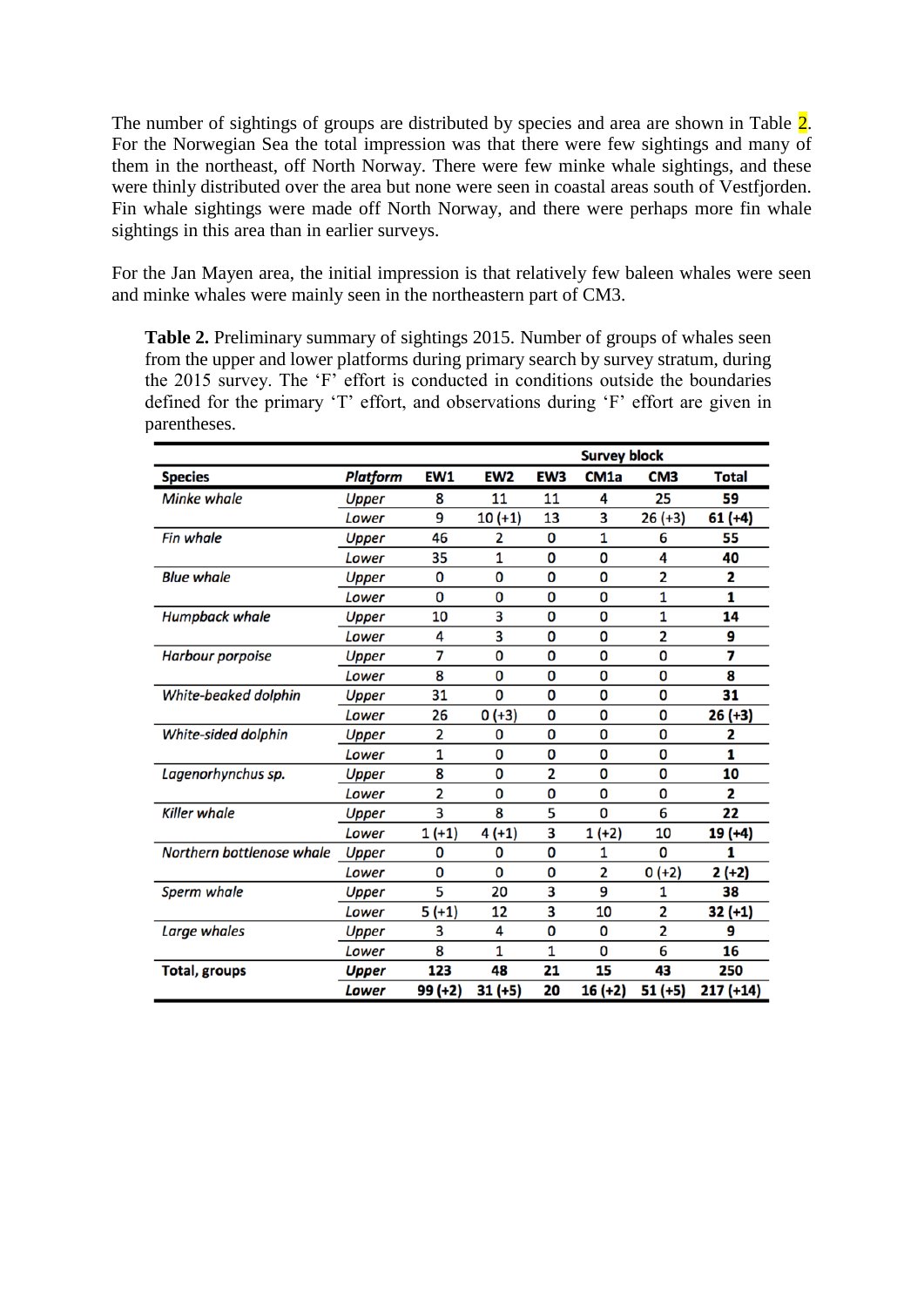The number of sightings of groups are distributed by species and area are shown in Table 2. For the Norwegian Sea the total impression was that there were few sightings and many of them in the northeast, off North Norway. There were few minke whale sightings, and these were thinly distributed over the area but none were seen in coastal areas south of Vestfjorden. Fin whale sightings were made off North Norway, and there were perhaps more fin whale sightings in this area than in earlier surveys.

For the Jan Mayen area, the initial impression is that relatively few baleen whales were seen and minke whales were mainly seen in the northeastern part of CM3.

**Table 2.** Preliminary summary of sightings 2015. Number of groups of whales seen from the upper and lower platforms during primary search by survey stratum, during the 2015 survey. The 'F' effort is conducted in conditions outside the boundaries defined for the primary 'T' effort, and observations during 'F' effort are given in parentheses.

| | | Survey block | | | | | |
|---|---|---|---|---|---|---|---|
| **Species** | ***Platform*** | **EW1** | **EW2** | **EW3** | **CM1a** | **CM3** | **Total** |
| *Minke whale* | *Upper* | 8 | 11 | 11 | 4 | 25 | **59** |
| | *Lower* | 9 | 10 (+1) | 13 | 3 | 26 (+3) | **61 (+4)** |
| *Fin whale* | *Upper* | 46 | 2 | 0 | 1 | 6 | **55** |
| | *Lower* | 35 | 1 | 0 | 0 | 4 | **40** |
| *Blue whale* | *Upper* | 0 | 0 | 0 | 0 | 2 | **2** |
| | *Lower* | 0 | 0 | 0 | 0 | 1 | **1** |
| *Humpback whale* | *Upper* | 10 | 3 | 0 | 0 | 1 | **14** |
| | *Lower* | 4 | 3 | 0 | 0 | 2 | **9** |
| *Harbour porpoise* | *Upper* | 7 | 0 | 0 | 0 | 0 | **7** |
| | *Lower* | 8 | 0 | 0 | 0 | 0 | **8** |
| *White-beaked dolphin* | *Upper* | 31 | 0 | 0 | 0 | 0 | **31** |
| | *Lower* | 26 | 0 (+3) | 0 | 0 | 0 | **26 (+3)** |
| *White-sided dolphin* | *Upper* | 2 | 0 | 0 | 0 | 0 | **2** |
| | *Lower* | 1 | 0 | 0 | 0 | 0 | **1** |
| *Lagenorhynchus sp.* | *Upper* | 8 | 0 | 2 | 0 | 0 | **10** |
| | *Lower* | 2 | 0 | 0 | 0 | 0 | **2** |
| *Killer whale* | *Upper* | 3 | 8 | 5 | 0 | 6 | **22** |
| | *Lower* | 1 (+1) | 4 (+1) | 3 | 1 (+2) | 10 | **19 (+4)** |
| *Northern bottlenose whale* | *Upper* | 0 | 0 | 0 | 1 | 0 | **1** |
| | *Lower* | 0 | 0 | 0 | 2 | 0 (+2) | **2 (+2)** |
| *Sperm whale* | *Upper* | 5 | 20 | 3 | 9 | 1 | **38** |
| | *Lower* | 5 (+1) | 12 | 3 | 10 | 2 | **32 (+1)** |
| *Large whales* | *Upper* | 3 | 4 | 0 | 0 | 2 | **9** |
| | *Lower* | 8 | 1 | 1 | 0 | 6 | **16** |
| **Total, groups** | ***Upper*** | **123** | **48** | **21** | **15** | **43** | **250** |
| | ***Lower*** | **99 (+2)** | **31 (+5)** | **20** | **16 (+2)** | **51 (+5)** | **217 (+14)** |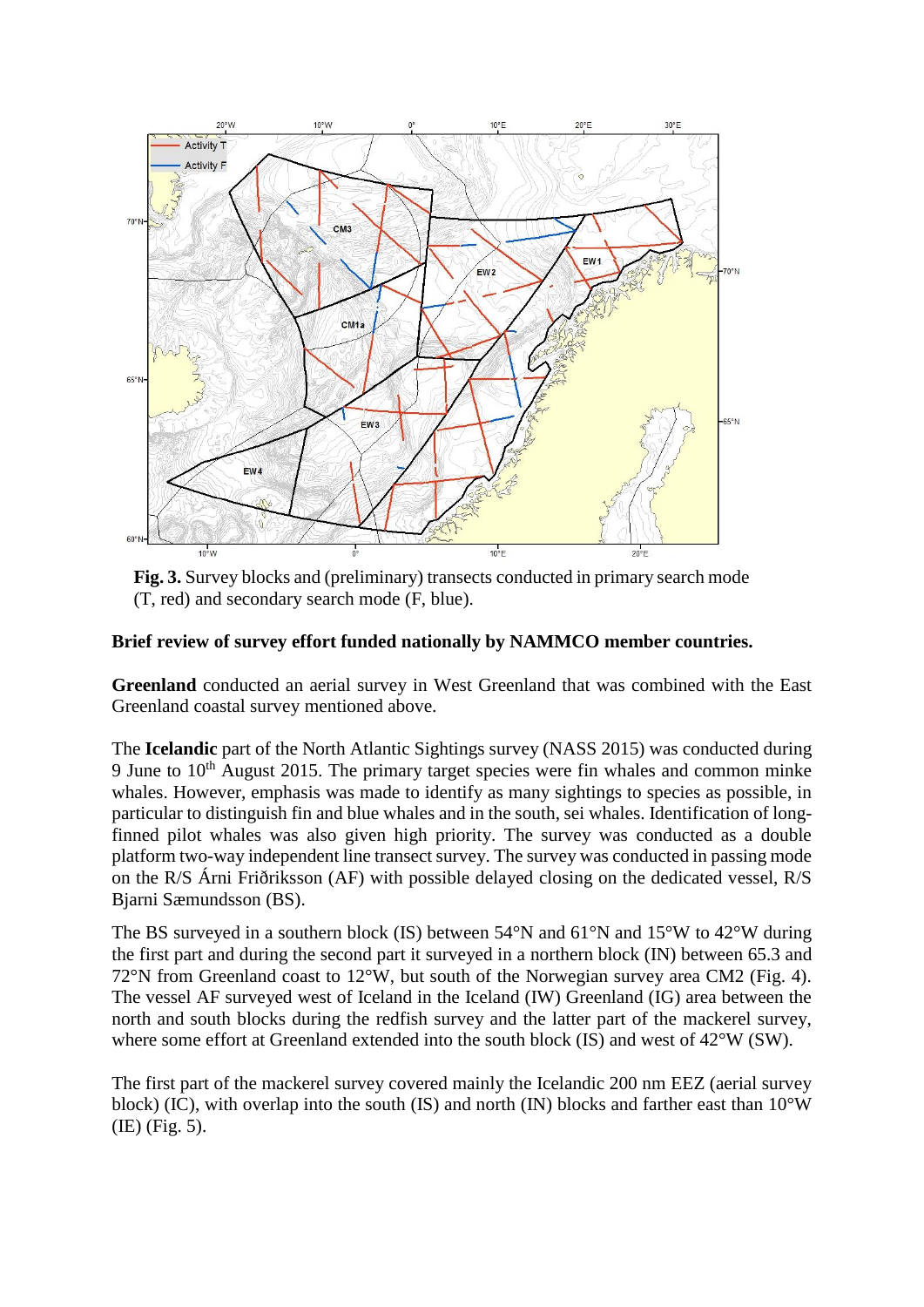**Fig. 3.** Survey blocks and (preliminary) transects conducted in primary search mode (T, red) and secondary search mode (F, blue).

**Brief review of survey effort funded nationally by NAMMCO member countries.**

**Greenland** conducted an aerial survey in West Greenland that was combined with the East Greenland coastal survey mentioned above.

The **Icelandic** part of the North Atlantic Sightings survey (NASS 2015) was conducted during 9 June to 10th August 2015. The primary target species were fin whales and common minke whales. However, emphasis was made to identify as many sightings to species as possible, in particular to distinguish fin and blue whales and in the south, sei whales. Identification of long-finned pilot whales was also given high priority. The survey was conducted as a double platform two-way independent line transect survey. The survey was conducted in passing mode on the R/S Árni Friðriksson (AF) with possible delayed closing on the dedicated vessel, R/S Bjarni Sæmundsson (BS).

The BS surveyed in a southern block (IS) between 54°N and 61°N and 15°W to 42°W during the first part and during the second part it surveyed in a northern block (IN) between 65.3 and 72°N from Greenland coast to 12°W, but south of the Norwegian survey area CM2 (Fig. 4). The vessel AF surveyed west of Iceland in the Iceland (IW) Greenland (IG) area between the north and south blocks during the redfish survey and the latter part of the mackerel survey, where some effort at Greenland extended into the south block (IS) and west of 42°W (SW).

The first part of the mackerel survey covered mainly the Icelandic 200 nm EEZ (aerial survey block) (IC), with overlap into the south (IS) and north (IN) blocks and farther east than 10°W (IE) (Fig. 5).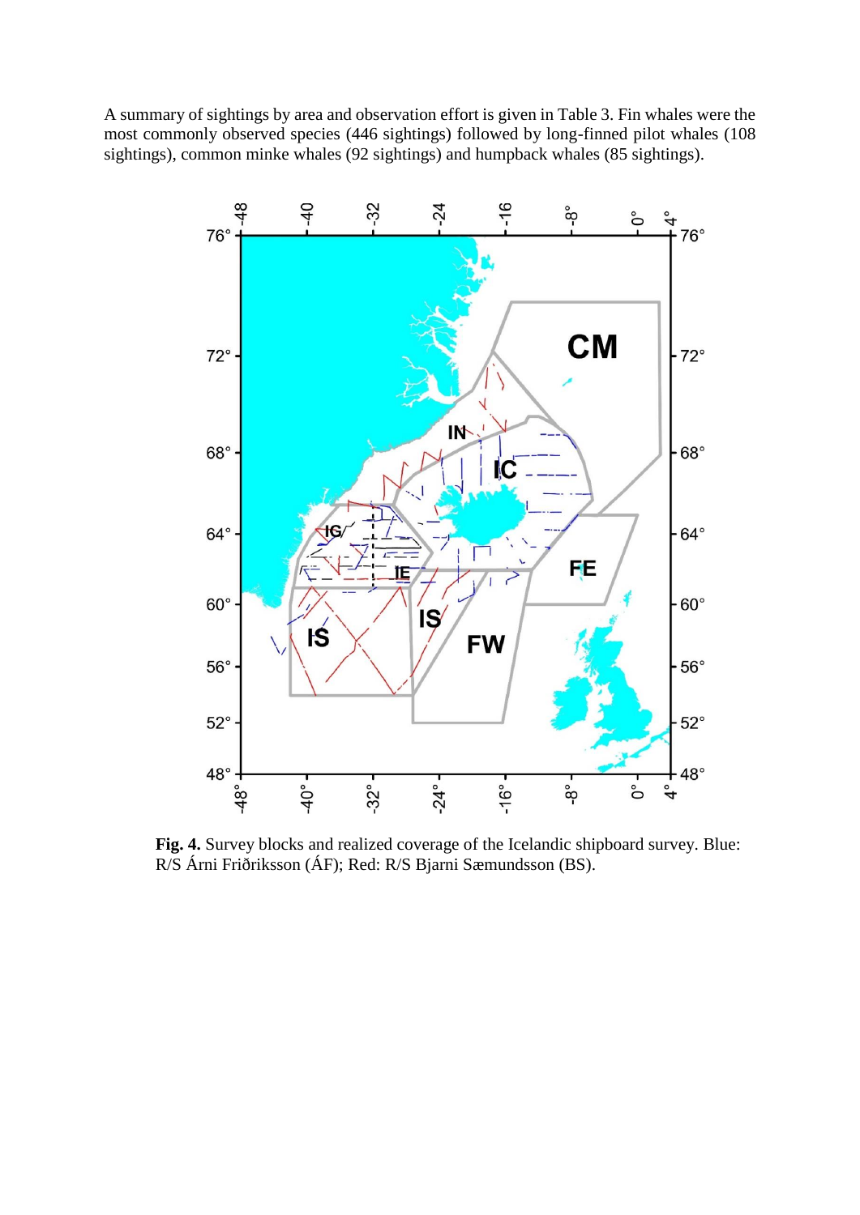A summary of sightings by area and observation effort is given in Table 3. Fin whales were the most commonly observed species (446 sightings) followed by long-finned pilot whales (108 sightings), common minke whales (92 sightings) and humpback whales (85 sightings).

**Fig. 4.** Survey blocks and realized coverage of the Icelandic shipboard survey. Blue: R/S Árni Friðriksson (ÁF); Red: R/S Bjarni Sæmundsson (BS).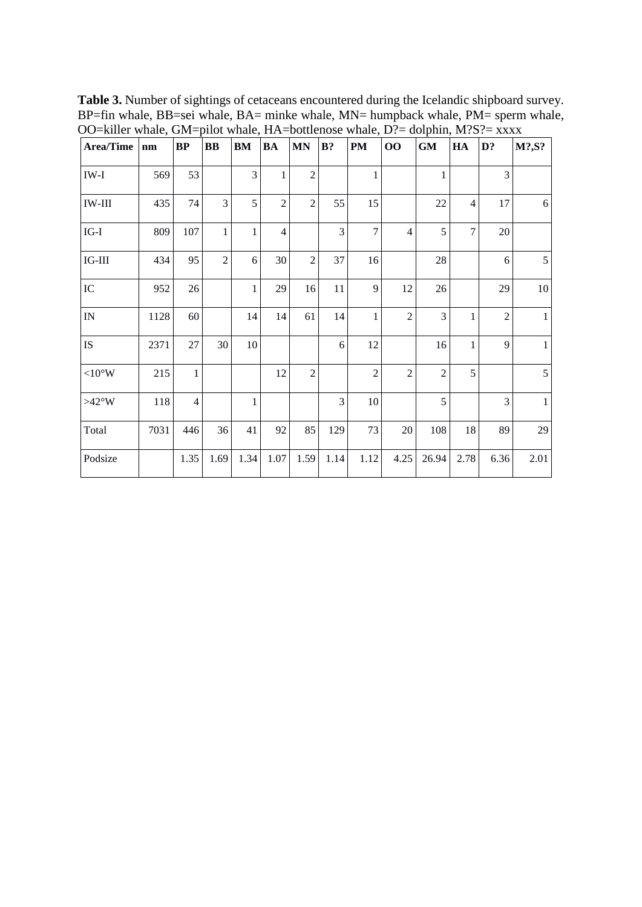**Table 3.** Number of sightings of cetaceans encountered during the Icelandic shipboard survey. BP=fin whale, BB=sei whale, BA= minke whale, MN= humpback whale, PM= sperm whale, OO=killer whale, GM=pilot whale, HA=bottlenose whale, D?= dolphin, M?S?= xxxx

| Area/Time | nm | BP | BB | BM | BA | MN | B? | PM | OO | GM | HA | D? | M?,S? |
|---|---|---|---|---|---|---|---|---|---|---|---|---|---|
| IW-I | 569 | 53 | | 3 | 1 | 2 | | 1 | | 1 | | 3 | |
| IW-III | 435 | 74 | 3 | 5 | 2 | 2 | 55 | 15 | | 22 | 4 | 17 | 6 |
| IG-I | 809 | 107 | 1 | 1 | 4 | | 3 | 7 | 4 | 5 | 7 | 20 | |
| IG-III | 434 | 95 | 2 | 6 | 30 | 2 | 37 | 16 | | 28 | | 6 | 5 |
| IC | 952 | 26 | | 1 | 29 | 16 | 11 | 9 | 12 | 26 | | 29 | 10 |
| IN | 1128 | 60 | | 14 | 14 | 61 | 14 | 1 | 2 | 3 | 1 | 2 | 1 |
| IS | 2371 | 27 | 30 | 10 | | | 6 | 12 | | 16 | 1 | 9 | 1 |
| <10°W | 215 | 1 | | | 12 | 2 | | 2 | 2 | 2 | 5 | | 5 |
| >42°W | 118 | 4 | | 1 | | | 3 | 10 | | 5 | | 3 | 1 |
| Total | 7031 | 446 | 36 | 41 | 92 | 85 | 129 | 73 | 20 | 108 | 18 | 89 | 29 |
| Podsize | | 1.35 | 1.69 | 1.34 | 1.07 | 1.59 | 1.14 | 1.12 | 4.25 | 26.94 | 2.78 | 6.36 | 2.01 |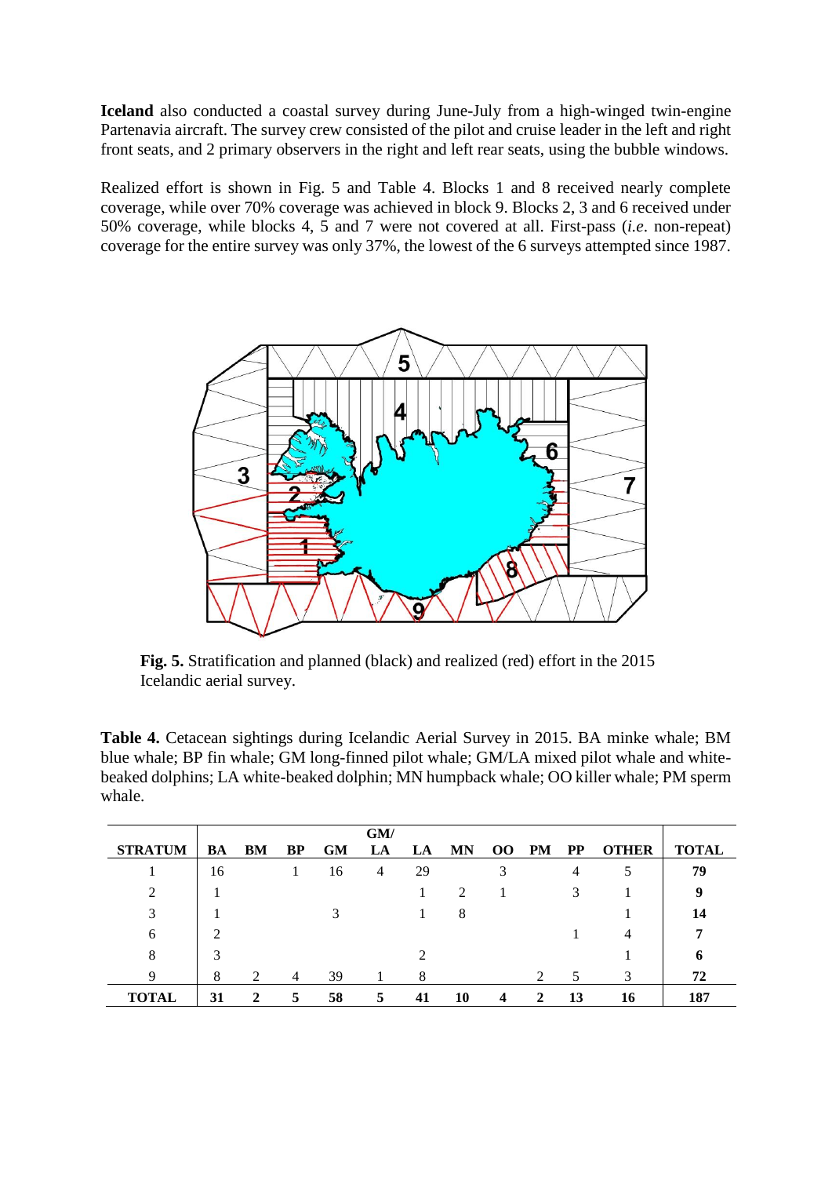**Iceland** also conducted a coastal survey during June-July from a high-winged twin-engine Partenavia aircraft. The survey crew consisted of the pilot and cruise leader in the left and right front seats, and 2 primary observers in the right and left rear seats, using the bubble windows.

Realized effort is shown in Fig. 5 and Table 4. Blocks 1 and 8 received nearly complete coverage, while over 70% coverage was achieved in block 9. Blocks 2, 3 and 6 received under 50% coverage, while blocks 4, 5 and 7 were not covered at all. First-pass (*i.e.* non-repeat) coverage for the entire survey was only 37%, the lowest of the 6 surveys attempted since 1987.

**Fig. 5.** Stratification and planned (black) and realized (red) effort in the 2015 Icelandic aerial survey.

**Table 4.** Cetacean sightings during Icelandic Aerial Survey in 2015. BA minke whale; BM blue whale; BP fin whale; GM long-finned pilot whale; GM/LA mixed pilot whale and white-beaked dolphins; LA white-beaked dolphin; MN humpback whale; OO killer whale; PM sperm whale.

| STRATUM | BA | BM | BP | GM | GM/LA | LA | MN | OO | PM | PP | OTHER | TOTAL |
|---|---|---|---|---|---|---|---|---|---|---|---|---|
| 1 | 16 | | 1 | 16 | 4 | 29 | | 3 | | 4 | 5 | **79** |
| 2 | 1 | | | | | 1 | 2 | 1 | | 3 | 1 | **9** |
| 3 | 1 | | | 3 | | 1 | 8 | | | | 1 | **14** |
| 6 | 2 | | | | | | | | | 1 | 4 | **7** |
| 8 | 3 | | | | | 2 | | | | | 1 | **6** |
| 9 | 8 | 2 | 4 | 39 | 1 | 8 | | | 2 | 5 | 3 | **72** |
| **TOTAL** | **31** | **2** | **5** | **58** | **5** | **41** | **10** | **4** | **2** | **13** | **16** | **187** |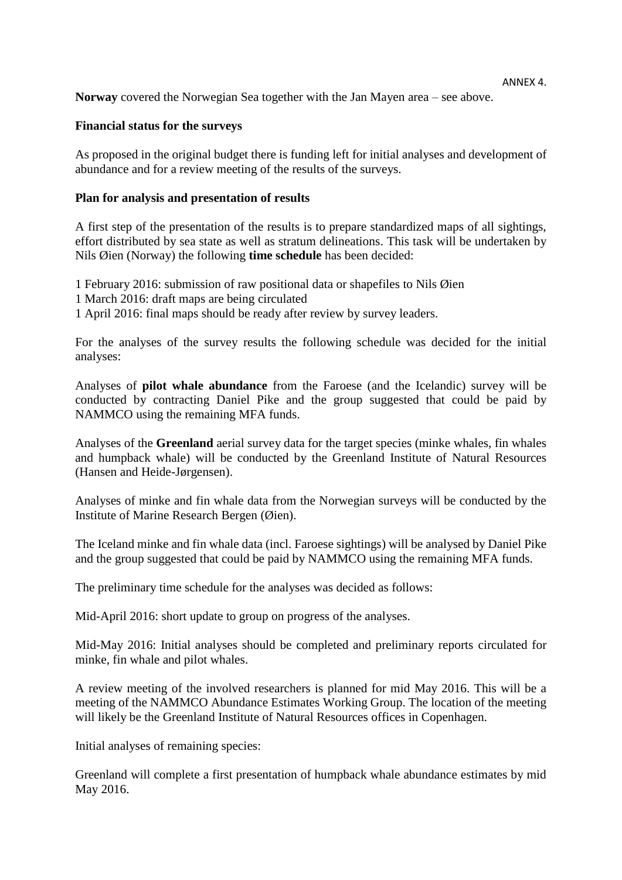**Norway** covered the Norwegian Sea together with the Jan Mayen area – see above.

**Financial status for the surveys**

As proposed in the original budget there is funding left for initial analyses and development of abundance and for a review meeting of the results of the surveys.

**Plan for analysis and presentation of results**

A first step of the presentation of the results is to prepare standardized maps of all sightings, effort distributed by sea state as well as stratum delineations. This task will be undertaken by Nils Øien (Norway) the following **time schedule** has been decided:

1 February 2016: submission of raw positional data or shapefiles to Nils Øien
1 March 2016: draft maps are being circulated
1 April 2016: final maps should be ready after review by survey leaders.

For the analyses of the survey results the following schedule was decided for the initial analyses:

Analyses of **pilot whale abundance** from the Faroese (and the Icelandic) survey will be conducted by contracting Daniel Pike and the group suggested that could be paid by NAMMCO using the remaining MFA funds.

Analyses of the **Greenland** aerial survey data for the target species (minke whales, fin whales and humpback whale) will be conducted by the Greenland Institute of Natural Resources (Hansen and Heide-Jørgensen).

Analyses of minke and fin whale data from the Norwegian surveys will be conducted by the Institute of Marine Research Bergen (Øien).

The Iceland minke and fin whale data (incl. Faroese sightings) will be analysed by Daniel Pike and the group suggested that could be paid by NAMMCO using the remaining MFA funds.

The preliminary time schedule for the analyses was decided as follows:

Mid-April 2016: short update to group on progress of the analyses.

Mid-May 2016: Initial analyses should be completed and preliminary reports circulated for minke, fin whale and pilot whales.

A review meeting of the involved researchers is planned for mid May 2016. This will be a meeting of the NAMMCO Abundance Estimates Working Group. The location of the meeting will likely be the Greenland Institute of Natural Resources offices in Copenhagen.

Initial analyses of remaining species:

Greenland will complete a first presentation of humpback whale abundance estimates by mid May 2016.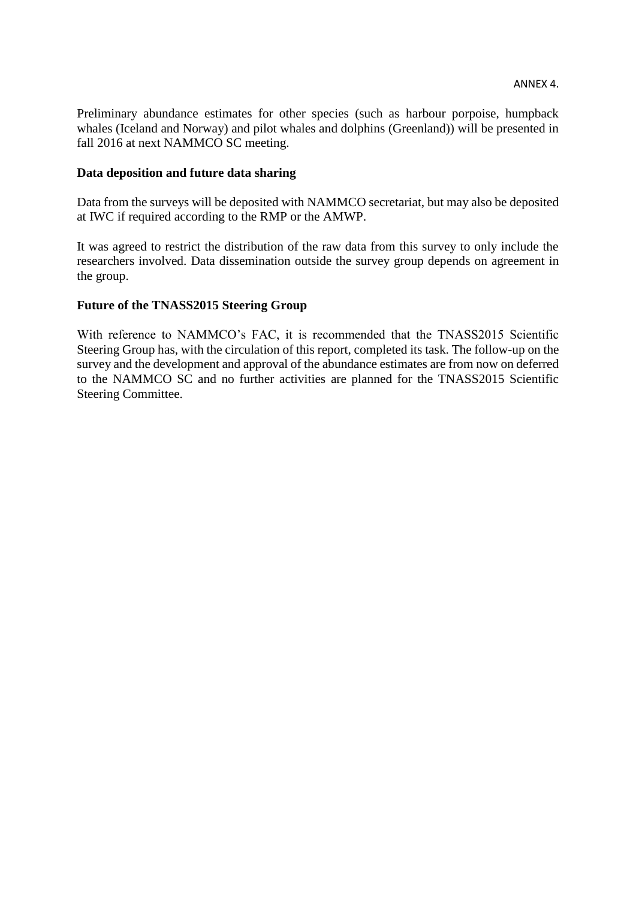Preliminary abundance estimates for other species (such as harbour porpoise, humpback whales (Iceland and Norway) and pilot whales and dolphins (Greenland)) will be presented in fall 2016 at next NAMMCO SC meeting.

**Data deposition and future data sharing**

Data from the surveys will be deposited with NAMMCO secretariat, but may also be deposited at IWC if required according to the RMP or the AMWP.

It was agreed to restrict the distribution of the raw data from this survey to only include the researchers involved. Data dissemination outside the survey group depends on agreement in the group.

**Future of the TNASS2015 Steering Group**

With reference to NAMMCO's FAC, it is recommended that the TNASS2015 Scientific Steering Group has, with the circulation of this report, completed its task. The follow-up on the survey and the development and approval of the abundance estimates are from now on deferred to the NAMMCO SC and no further activities are planned for the TNASS2015 Scientific Steering Committee.